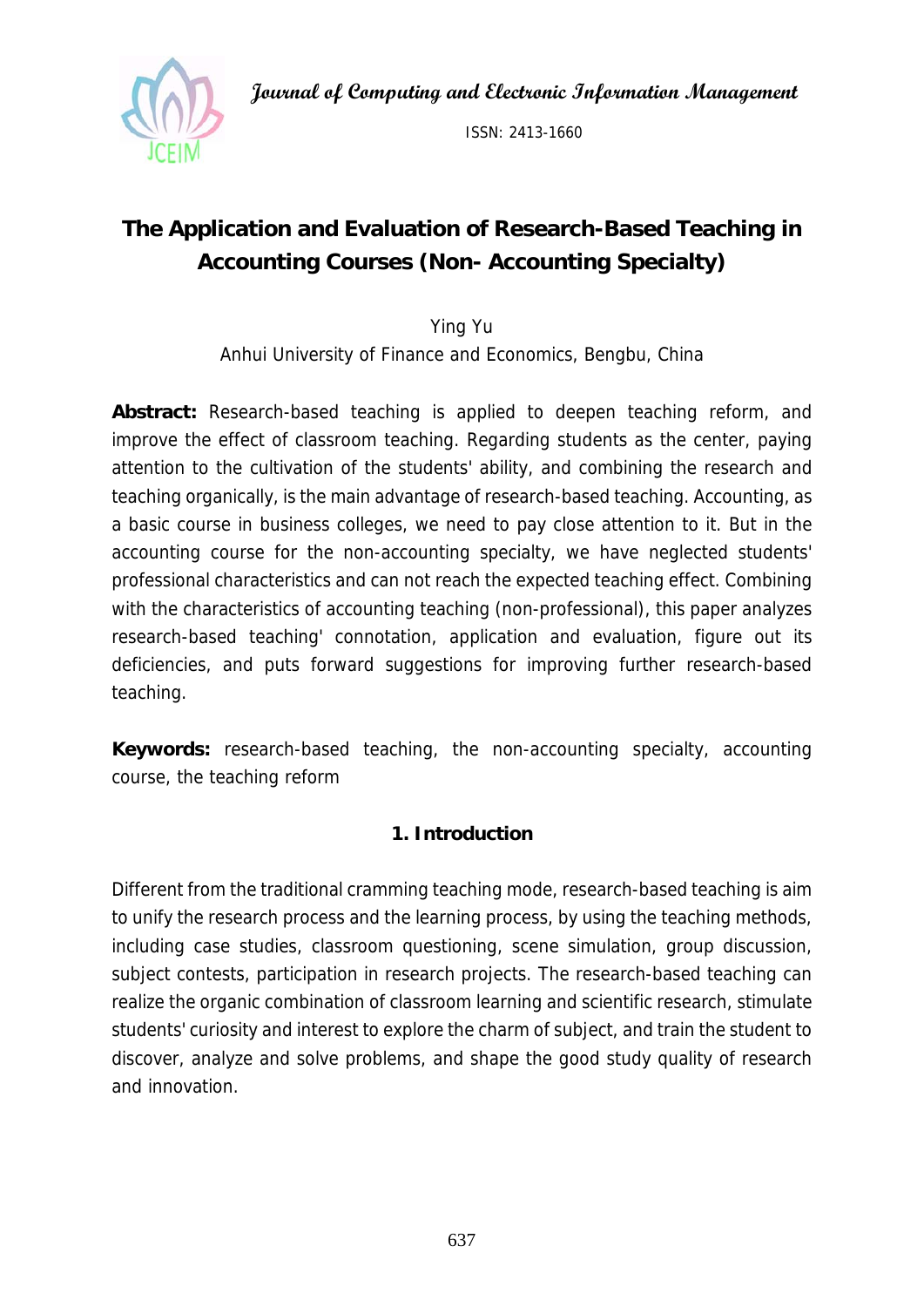# The Application and Evaluation of Research-Based Teaching in Accounting Courses (Non- Accounting Specialty)

Ying Yu

Anhui University of Finance and Economics, Bengbu, China

**Abstract:** Research-based teaching is applied to deepen teaching reform, and improve the effect of classroom teaching. Regarding students as the center, paying attention to the cultivation of the students' ability, and combining the research and teaching organically, is the main advantage of research-based teaching. Accounting, as a basic course in business colleges, we need to pay close attention to it. But in the accounting course for the non-accounting specialty, we have neglected students' professional characteristics and can not reach the expected teaching effect. Combining with the characteristics of accounting teaching (non-professional), this paper analyzes research-based teaching' connotation, application and evaluation, figure out its deficiencies, and puts forward suggestions for improving further research-based teaching.

**Keywords:** research-based teaching, the non-accounting specialty, accounting course, the teaching reform

## 1. Introduction

Different from the traditional cramming teaching mode, research-based teaching is aim to unify the research process and the learning process, by using the teaching methods, including case studies, classroom questioning, scene simulation, group discussion, subject contests, participation in research projects. The research-based teaching can realize the organic combination of classroom learning and scientific research, stimulate students' curiosity and interest to explore the charm of subject, and train the student to discover, analyze and solve problems, and shape the good study quality of research and innovation.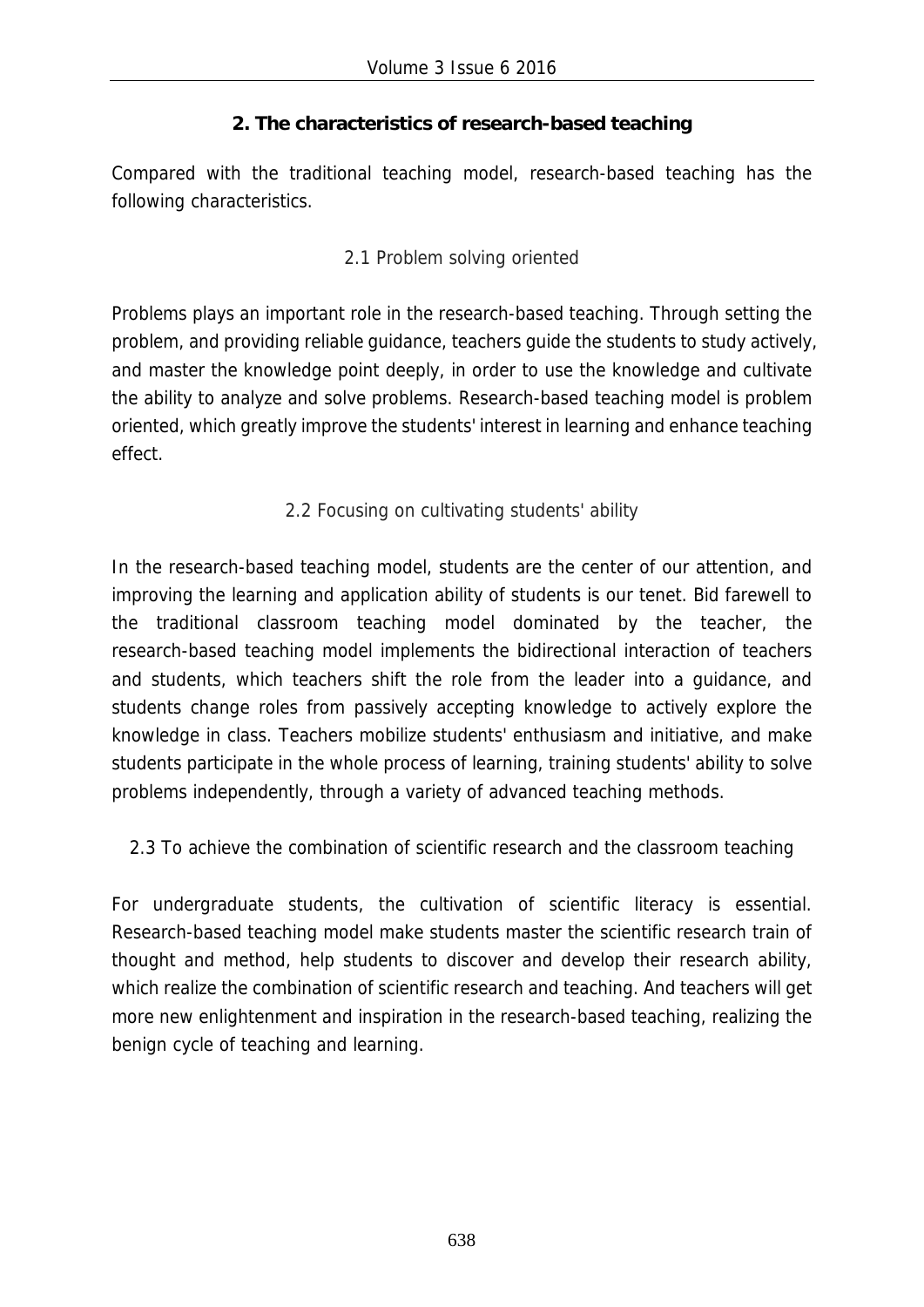## 2. The characteristics of research-based teaching

Compared with the traditional teaching model, research-based teaching has the following characteristics.

### 2.1 Problem solving oriented

Problems plays an important role in the research-based teaching. Through setting the problem, and providing reliable guidance, teachers guide the students to study actively, and master the knowledge point deeply, in order to use the knowledge and cultivate the ability to analyze and solve problems. Research-based teaching model is problem oriented, which greatly improve the students' interest in learning and enhance teaching effect.

### 2.2 Focusing on cultivating students' ability

In the research-based teaching model, students are the center of our attention, and improving the learning and application ability of students is our tenet. Bid farewell to the traditional classroom teaching model dominated by the teacher, the research-based teaching model implements the bidirectional interaction of teachers and students, which teachers shift the role from the leader into a guidance, and students change roles from passively accepting knowledge to actively explore the knowledge in class. Teachers mobilize students' enthusiasm and initiative, and make students participate in the whole process of learning, training students' ability to solve problems independently, through a variety of advanced teaching methods.

### 2.3 To achieve the combination of scientific research and the classroom teaching

For undergraduate students, the cultivation of scientific literacy is essential. Research-based teaching model make students master the scientific research train of thought and method, help students to discover and develop their research ability, which realize the combination of scientific research and teaching. And teachers will get more new enlightenment and inspiration in the research-based teaching, realizing the benign cycle of teaching and learning.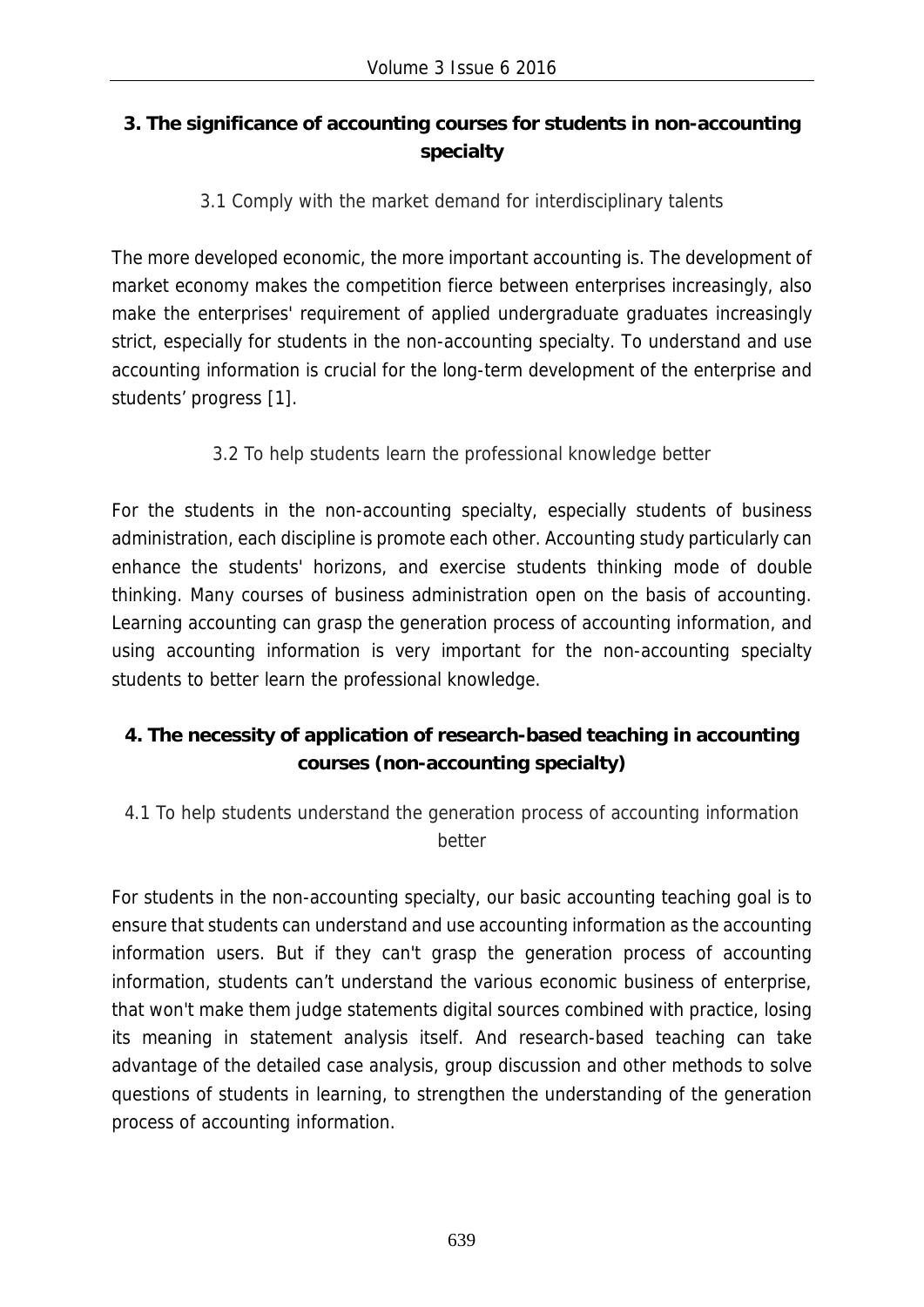## 3. The significance of accounting courses for students in non-accounting specialty

### 3.1 Comply with the market demand for interdisciplinary talents

The more developed economic, the more important accounting is. The development of market economy makes the competition fierce between enterprises increasingly, also make the enterprises' requirement of applied undergraduate graduates increasingly strict, especially for students in the non-accounting specialty. To understand and use accounting information is crucial for the long-term development of the enterprise and students' progress [1].

### 3.2 To help students learn the professional knowledge better

For the students in the non-accounting specialty, especially students of business administration, each discipline is promote each other. Accounting study particularly can enhance the students' horizons, and exercise students thinking mode of double thinking. Many courses of business administration open on the basis of accounting. Learning accounting can grasp the generation process of accounting information, and using accounting information is very important for the non-accounting specialty students to better learn the professional knowledge.

## 4. The necessity of application of research-based teaching in accounting courses (non-accounting specialty)

### 4.1 To help students understand the generation process of accounting information better

For students in the non-accounting specialty, our basic accounting teaching goal is to ensure that students can understand and use accounting information as the accounting information users. But if they can't grasp the generation process of accounting information, students can't understand the various economic business of enterprise, that won't make them judge statements digital sources combined with practice, losing its meaning in statement analysis itself. And research-based teaching can take advantage of the detailed case analysis, group discussion and other methods to solve questions of students in learning, to strengthen the understanding of the generation process of accounting information.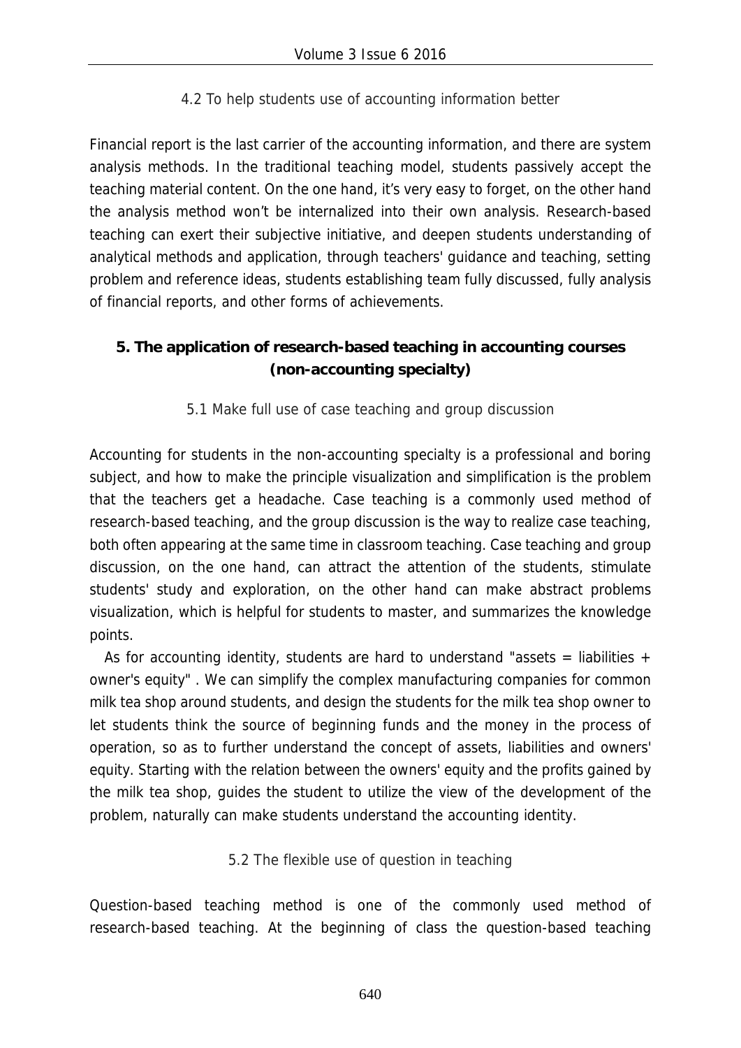### 4.2 To help students use of accounting information better

Financial report is the last carrier of the accounting information, and there are system analysis methods. In the traditional teaching model, students passively accept the teaching material content. On the one hand, it's very easy to forget, on the other hand the analysis method won't be internalized into their own analysis. Research-based teaching can exert their subjective initiative, and deepen students understanding of analytical methods and application, through teachers' guidance and teaching, setting problem and reference ideas, students establishing team fully discussed, fully analysis of financial reports, and other forms of achievements.

## 5. The application of research-based teaching in accounting courses (non-accounting specialty)

### 5.1 Make full use of case teaching and group discussion

Accounting for students in the non-accounting specialty is a professional and boring subject, and how to make the principle visualization and simplification is the problem that the teachers get a headache. Case teaching is a commonly used method of research-based teaching, and the group discussion is the way to realize case teaching, both often appearing at the same time in classroom teaching. Case teaching and group discussion, on the one hand, can attract the attention of the students, stimulate students' study and exploration, on the other hand can make abstract problems visualization, which is helpful for students to master, and summarizes the knowledge points.

As for accounting identity, students are hard to understand "assets = liabilities + owner's equity" . We can simplify the complex manufacturing companies for common milk tea shop around students, and design the students for the milk tea shop owner to let students think the source of beginning funds and the money in the process of operation, so as to further understand the concept of assets, liabilities and owners' equity. Starting with the relation between the owners' equity and the profits gained by the milk tea shop, guides the student to utilize the view of the development of the problem, naturally can make students understand the accounting identity.

### 5.2 The flexible use of question in teaching

Question-based teaching method is one of the commonly used method of research-based teaching. At the beginning of class the question-based teaching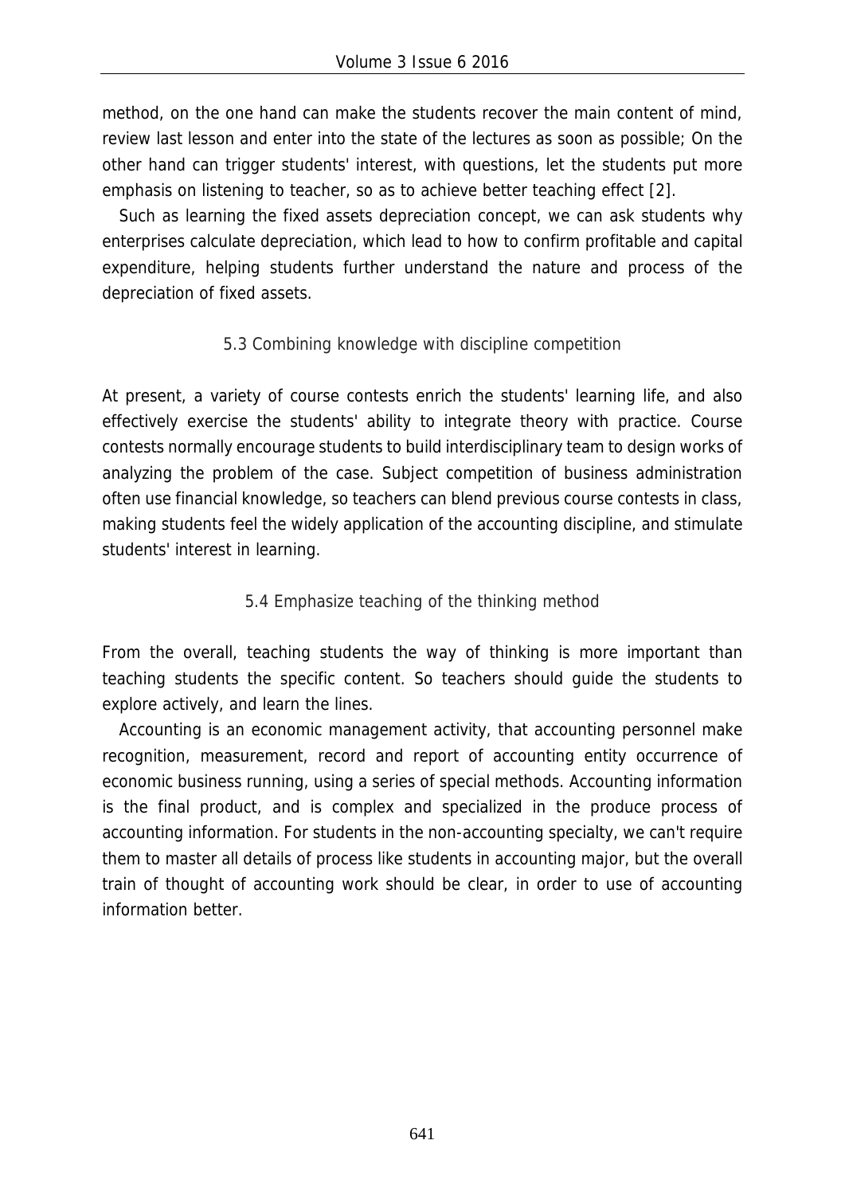method, on the one hand can make the students recover the main content of mind, review last lesson and enter into the state of the lectures as soon as possible; On the other hand can trigger students' interest, with questions, let the students put more emphasis on listening to teacher, so as to achieve better teaching effect [2].

Such as learning the fixed assets depreciation concept, we can ask students why enterprises calculate depreciation, which lead to how to confirm profitable and capital expenditure, helping students further understand the nature and process of the depreciation of fixed assets.

### 5.3 Combining knowledge with discipline competition

At present, a variety of course contests enrich the students' learning life, and also effectively exercise the students' ability to integrate theory with practice. Course contests normally encourage students to build interdisciplinary team to design works of analyzing the problem of the case. Subject competition of business administration often use financial knowledge, so teachers can blend previous course contests in class, making students feel the widely application of the accounting discipline, and stimulate students' interest in learning.

### 5.4 Emphasize teaching of the thinking method

From the overall, teaching students the way of thinking is more important than teaching students the specific content. So teachers should guide the students to explore actively, and learn the lines.

Accounting is an economic management activity, that accounting personnel make recognition, measurement, record and report of accounting entity occurrence of economic business running, using a series of special methods. Accounting information is the final product, and is complex and specialized in the produce process of accounting information. For students in the non-accounting specialty, we can't require them to master all details of process like students in accounting major, but the overall train of thought of accounting work should be clear, in order to use of accounting information better.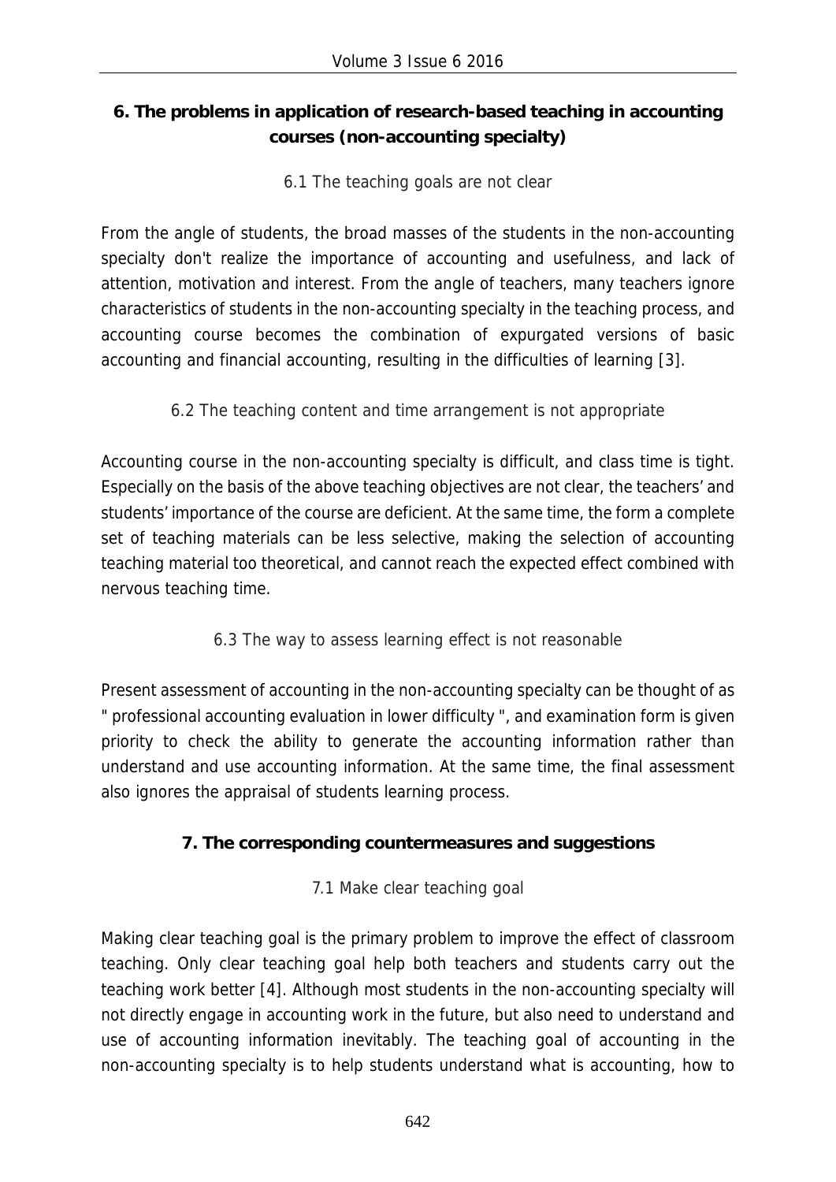## 6. The problems in application of research-based teaching in accounting courses (non-accounting specialty)

### 6.1 The teaching goals are not clear

From the angle of students, the broad masses of the students in the non-accounting specialty don't realize the importance of accounting and usefulness, and lack of attention, motivation and interest. From the angle of teachers, many teachers ignore characteristics of students in the non-accounting specialty in the teaching process, and accounting course becomes the combination of expurgated versions of basic accounting and financial accounting, resulting in the difficulties of learning [3].

### 6.2 The teaching content and time arrangement is not appropriate

Accounting course in the non-accounting specialty is difficult, and class time is tight. Especially on the basis of the above teaching objectives are not clear, the teachers' and students' importance of the course are deficient. At the same time, the form a complete set of teaching materials can be less selective, making the selection of accounting teaching material too theoretical, and cannot reach the expected effect combined with nervous teaching time.

### 6.3 The way to assess learning effect is not reasonable

Present assessment of accounting in the non-accounting specialty can be thought of as " professional accounting evaluation in lower difficulty ", and examination form is given priority to check the ability to generate the accounting information rather than understand and use accounting information. At the same time, the final assessment also ignores the appraisal of students learning process.

## 7. The corresponding countermeasures and suggestions

### 7.1 Make clear teaching goal

Making clear teaching goal is the primary problem to improve the effect of classroom teaching. Only clear teaching goal help both teachers and students carry out the teaching work better [4]. Although most students in the non-accounting specialty will not directly engage in accounting work in the future, but also need to understand and use of accounting information inevitably. The teaching goal of accounting in the non-accounting specialty is to help students understand what is accounting, how to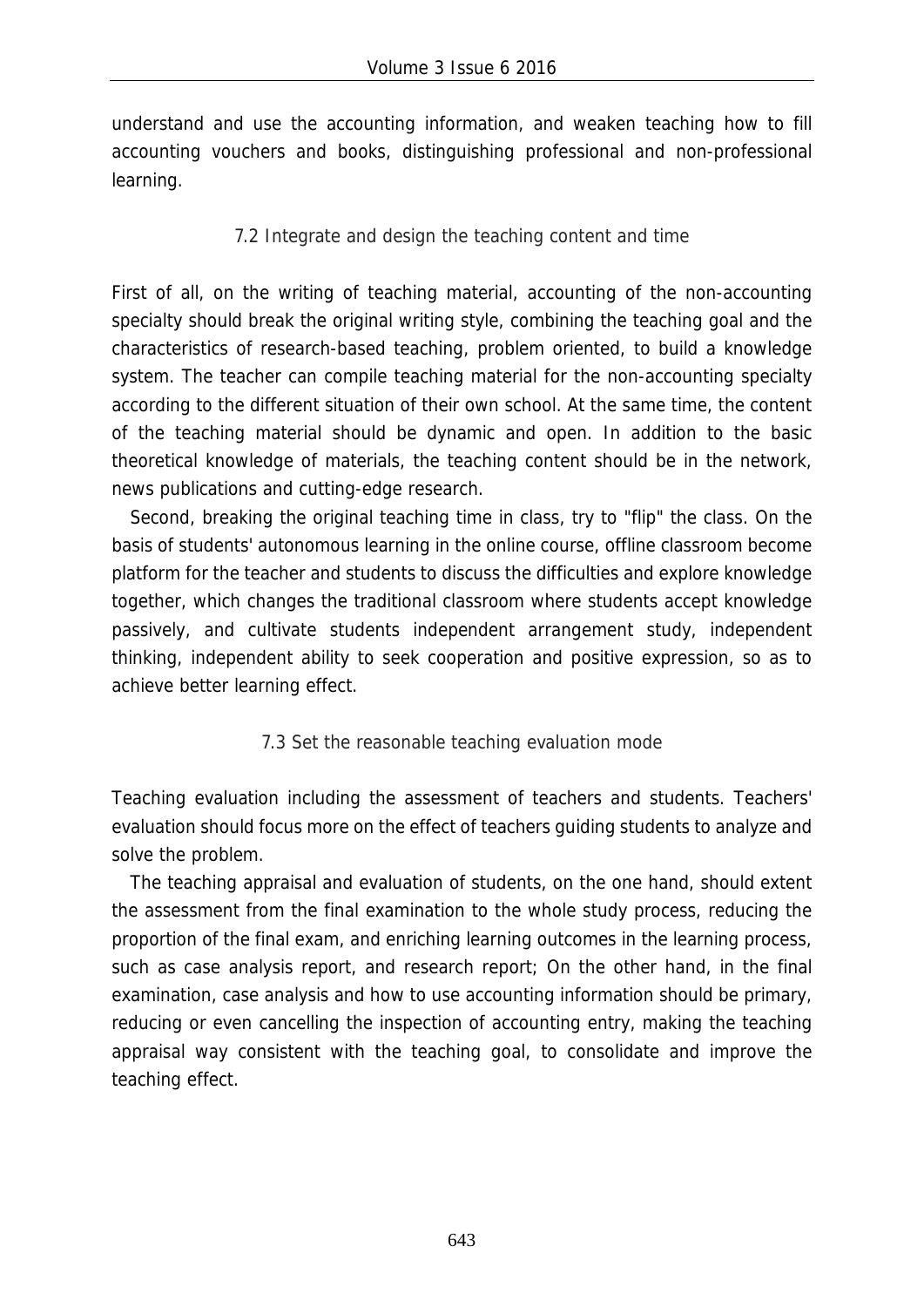understand and use the accounting information, and weaken teaching how to fill accounting vouchers and books, distinguishing professional and non-professional learning.

### 7.2 Integrate and design the teaching content and time

First of all, on the writing of teaching material, accounting of the non-accounting specialty should break the original writing style, combining the teaching goal and the characteristics of research-based teaching, problem oriented, to build a knowledge system. The teacher can compile teaching material for the non-accounting specialty according to the different situation of their own school. At the same time, the content of the teaching material should be dynamic and open. In addition to the basic theoretical knowledge of materials, the teaching content should be in the network, news publications and cutting-edge research.

Second, breaking the original teaching time in class, try to "flip" the class. On the basis of students' autonomous learning in the online course, offline classroom become platform for the teacher and students to discuss the difficulties and explore knowledge together, which changes the traditional classroom where students accept knowledge passively, and cultivate students independent arrangement study, independent thinking, independent ability to seek cooperation and positive expression, so as to achieve better learning effect.

### 7.3 Set the reasonable teaching evaluation mode

Teaching evaluation including the assessment of teachers and students. Teachers' evaluation should focus more on the effect of teachers guiding students to analyze and solve the problem.

The teaching appraisal and evaluation of students, on the one hand, should extent the assessment from the final examination to the whole study process, reducing the proportion of the final exam, and enriching learning outcomes in the learning process, such as case analysis report, and research report; On the other hand, in the final examination, case analysis and how to use accounting information should be primary, reducing or even cancelling the inspection of accounting entry, making the teaching appraisal way consistent with the teaching goal, to consolidate and improve the teaching effect.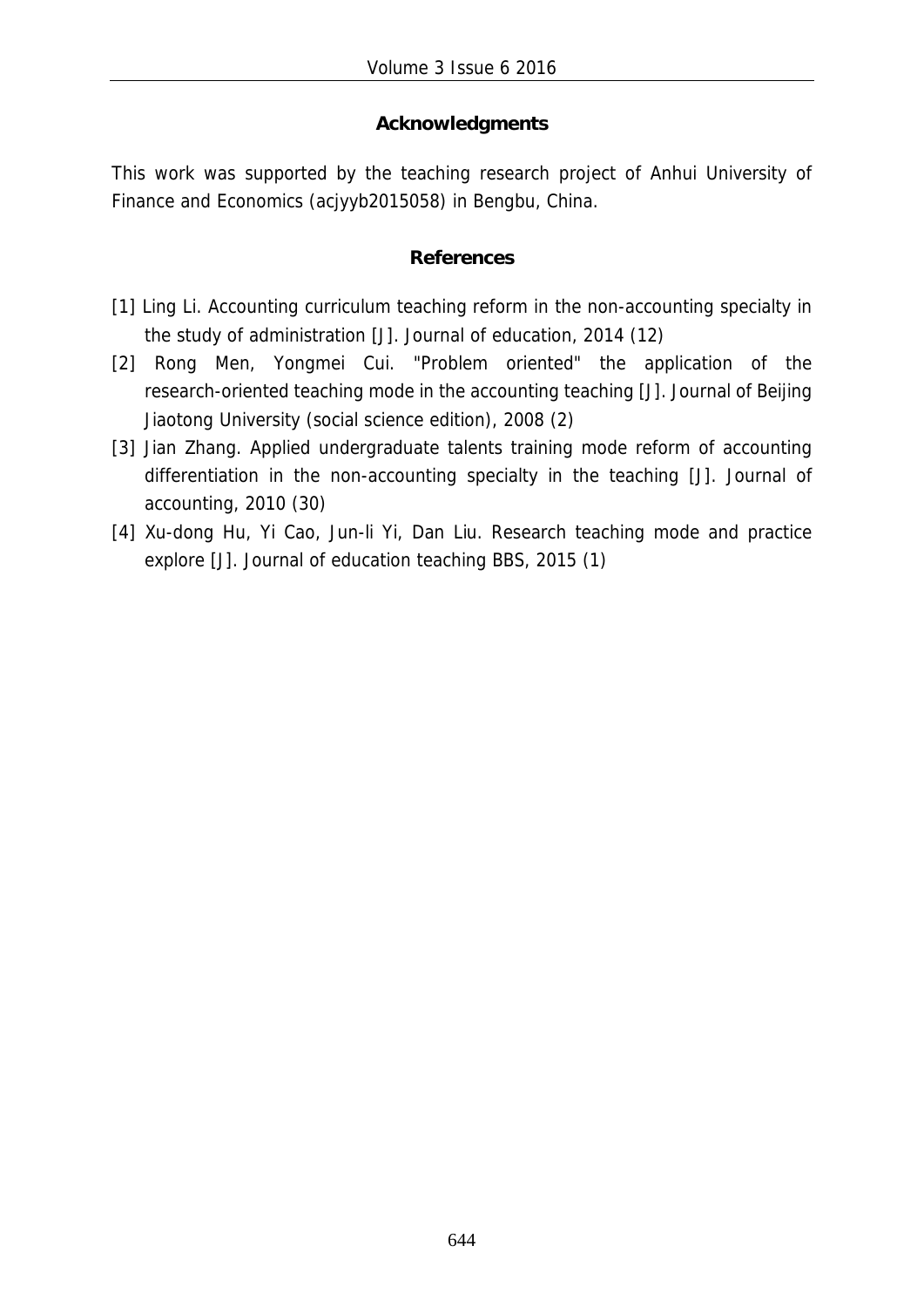## Acknowledgments

This work was supported by the teaching research project of Anhui University of Finance and Economics (acjyyb2015058) in Bengbu, China.

## References

[1] Ling Li. Accounting curriculum teaching reform in the non-accounting specialty in the study of administration [J]. Journal of education, 2014 (12)

[2] Rong Men, Yongmei Cui. "Problem oriented" the application of the research-oriented teaching mode in the accounting teaching [J]. Journal of Beijing Jiaotong University (social science edition), 2008 (2)

[3] Jian Zhang. Applied undergraduate talents training mode reform of accounting differentiation in the non-accounting specialty in the teaching [J]. Journal of accounting, 2010 (30)

[4] Xu-dong Hu, Yi Cao, Jun-li Yi, Dan Liu. Research teaching mode and practice explore [J]. Journal of education teaching BBS, 2015 (1)